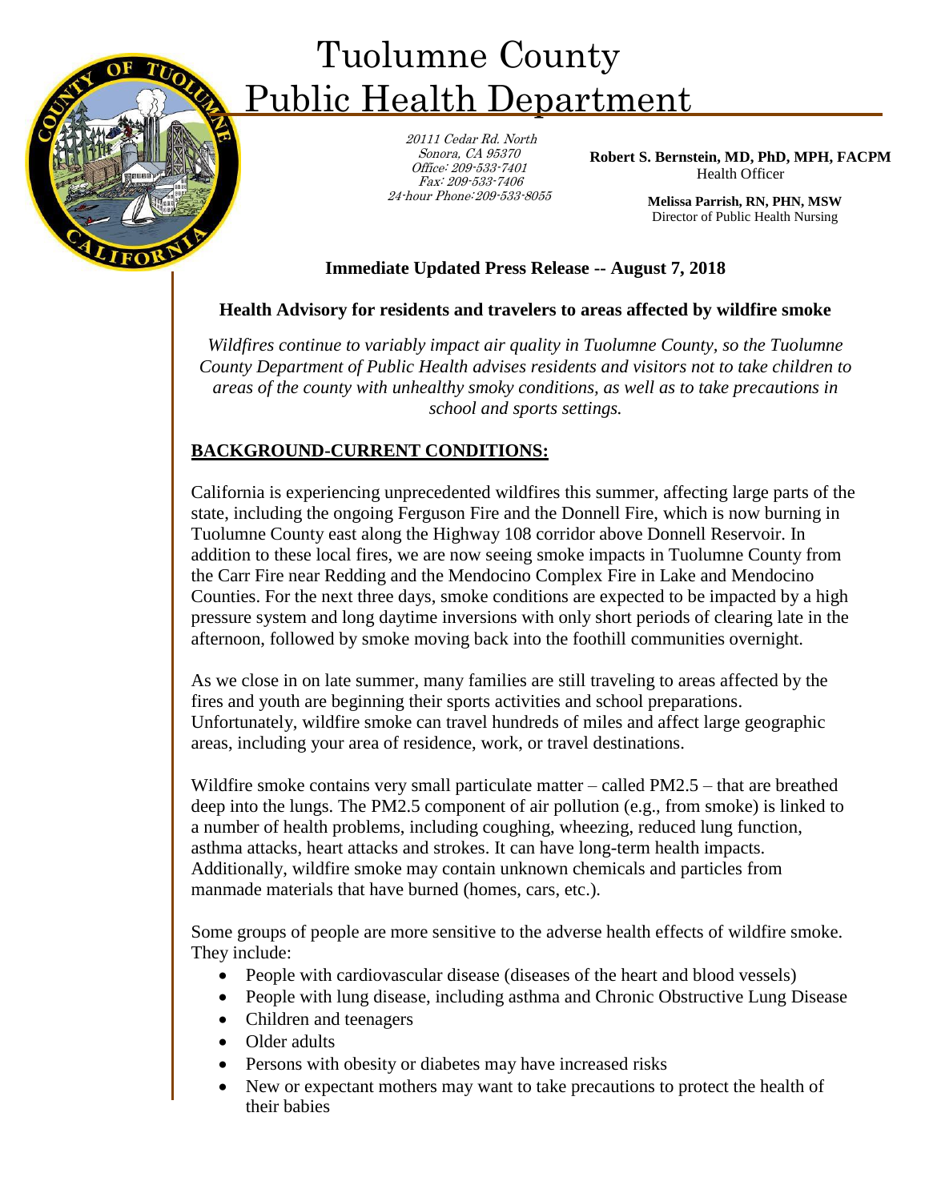# Tuolumne County Public Health Department

20111 Cedar Rd. North
Sonora, CA 95370
Office: 209-533-7401
Fax: 209-533-7406
24-hour Phone: 209-533-8055

**Robert S. Bernstein, MD, PhD, MPH, FACPM**
Health Officer

**Melissa Parrish, RN, PHN, MSW**
Director of Public Health Nursing

**Immediate Updated Press Release -- August 7, 2018**

**Health Advisory for residents and travelers to areas affected by wildfire smoke**

*Wildfires continue to variably impact air quality in Tuolumne County, so the Tuolumne County Department of Public Health advises residents and visitors not to take children to areas of the county with unhealthy smoky conditions, as well as to take precautions in school and sports settings.*

## BACKGROUND-CURRENT CONDITIONS:

California is experiencing unprecedented wildfires this summer, affecting large parts of the state, including the ongoing Ferguson Fire and the Donnell Fire, which is now burning in Tuolumne County east along the Highway 108 corridor above Donnell Reservoir. In addition to these local fires, we are now seeing smoke impacts in Tuolumne County from the Carr Fire near Redding and the Mendocino Complex Fire in Lake and Mendocino Counties. For the next three days, smoke conditions are expected to be impacted by a high pressure system and long daytime inversions with only short periods of clearing late in the afternoon, followed by smoke moving back into the foothill communities overnight.

As we close in on late summer, many families are still traveling to areas affected by the fires and youth are beginning their sports activities and school preparations. Unfortunately, wildfire smoke can travel hundreds of miles and affect large geographic areas, including your area of residence, work, or travel destinations.

Wildfire smoke contains very small particulate matter – called PM2.5 – that are breathed deep into the lungs. The PM2.5 component of air pollution (e.g., from smoke) is linked to a number of health problems, including coughing, wheezing, reduced lung function, asthma attacks, heart attacks and strokes. It can have long-term health impacts. Additionally, wildfire smoke may contain unknown chemicals and particles from manmade materials that have burned (homes, cars, etc.).

Some groups of people are more sensitive to the adverse health effects of wildfire smoke. They include:

- People with cardiovascular disease (diseases of the heart and blood vessels)
- People with lung disease, including asthma and Chronic Obstructive Lung Disease
- Children and teenagers
- Older adults
- Persons with obesity or diabetes may have increased risks
- New or expectant mothers may want to take precautions to protect the health of their babies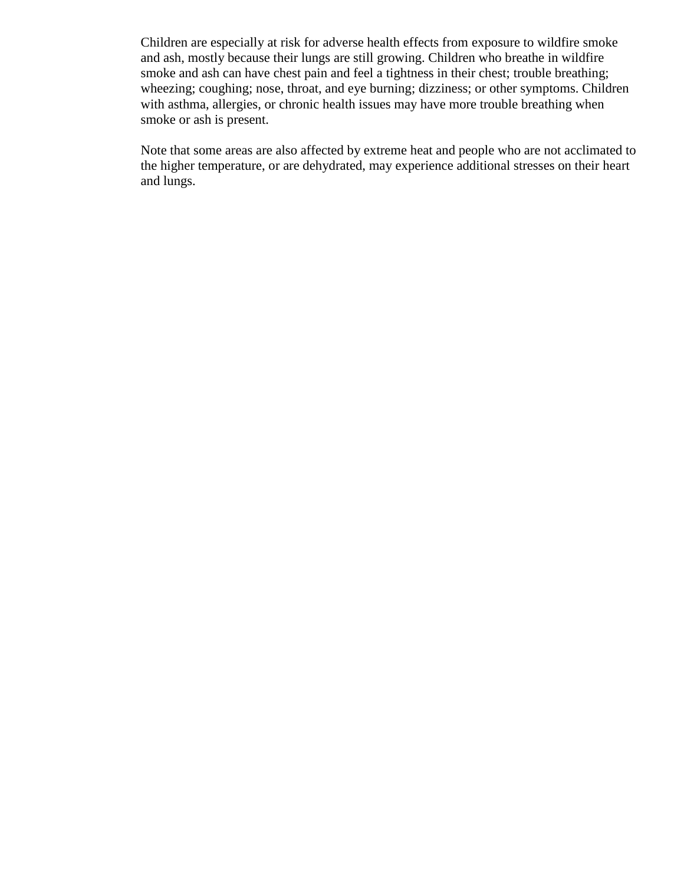Children are especially at risk for adverse health effects from exposure to wildfire smoke and ash, mostly because their lungs are still growing. Children who breathe in wildfire smoke and ash can have chest pain and feel a tightness in their chest; trouble breathing; wheezing; coughing; nose, throat, and eye burning; dizziness; or other symptoms. Children with asthma, allergies, or chronic health issues may have more trouble breathing when smoke or ash is present.

Note that some areas are also affected by extreme heat and people who are not acclimated to the higher temperature, or are dehydrated, may experience additional stresses on their heart and lungs.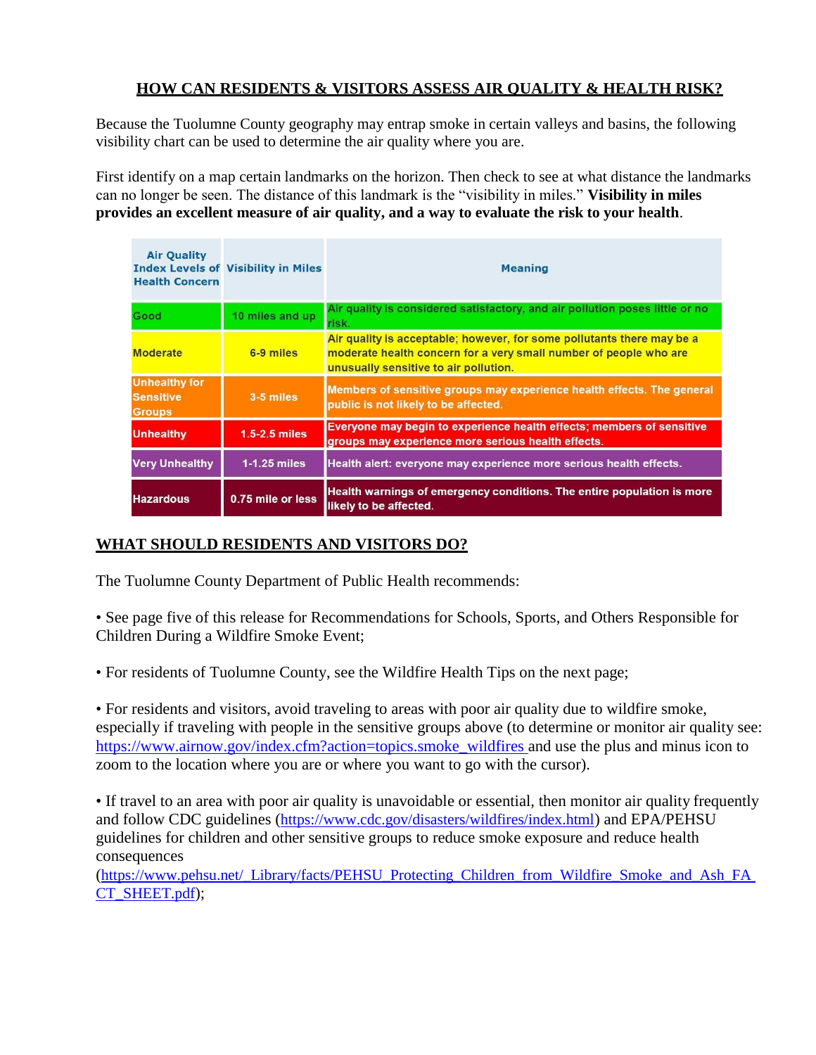## HOW CAN RESIDENTS & VISITORS ASSESS AIR QUALITY & HEALTH RISK?

Because the Tuolumne County geography may entrap smoke in certain valleys and basins, the following visibility chart can be used to determine the air quality where you are.

First identify on a map certain landmarks on the horizon. Then check to see at what distance the landmarks can no longer be seen. The distance of this landmark is the "visibility in miles." **Visibility in miles provides an excellent measure of air quality, and a way to evaluate the risk to your health**.

| Air Quality Index Levels of Health Concern | Visibility in Miles | Meaning |
|---|---|---|
| Good | 10 miles and up | Air quality is considered satisfactory, and air pollution poses little or no risk. |
| Moderate | 6-9 miles | Air quality is acceptable; however, for some pollutants there may be a moderate health concern for a very small number of people who are unusually sensitive to air pollution. |
| Unhealthy for Sensitive Groups | 3-5 miles | Members of sensitive groups may experience health effects. The general public is not likely to be affected. |
| Unhealthy | 1.5-2.5 miles | Everyone may begin to experience health effects; members of sensitive groups may experience more serious health effects. |
| Very Unhealthy | 1-1.25 miles | Health alert: everyone may experience more serious health effects. |
| Hazardous | 0.75 mile or less | Health warnings of emergency conditions. The entire population is more likely to be affected. |

## WHAT SHOULD RESIDENTS AND VISITORS DO?

The Tuolumne County Department of Public Health recommends:

• See page five of this release for Recommendations for Schools, Sports, and Others Responsible for Children During a Wildfire Smoke Event;

• For residents of Tuolumne County, see the Wildfire Health Tips on the next page;

• For residents and visitors, avoid traveling to areas with poor air quality due to wildfire smoke, especially if traveling with people in the sensitive groups above (to determine or monitor air quality see: https://www.airnow.gov/index.cfm?action=topics.smoke_wildfires and use the plus and minus icon to zoom to the location where you are or where you want to go with the cursor).

• If travel to an area with poor air quality is unavoidable or essential, then monitor air quality frequently and follow CDC guidelines (https://www.cdc.gov/disasters/wildfires/index.html) and EPA/PEHSU guidelines for children and other sensitive groups to reduce smoke exposure and reduce health consequences (https://www.pehsu.net/_Library/facts/PEHSU_Protecting_Children_from_Wildfire_Smoke_and_Ash_FACT_SHEET.pdf);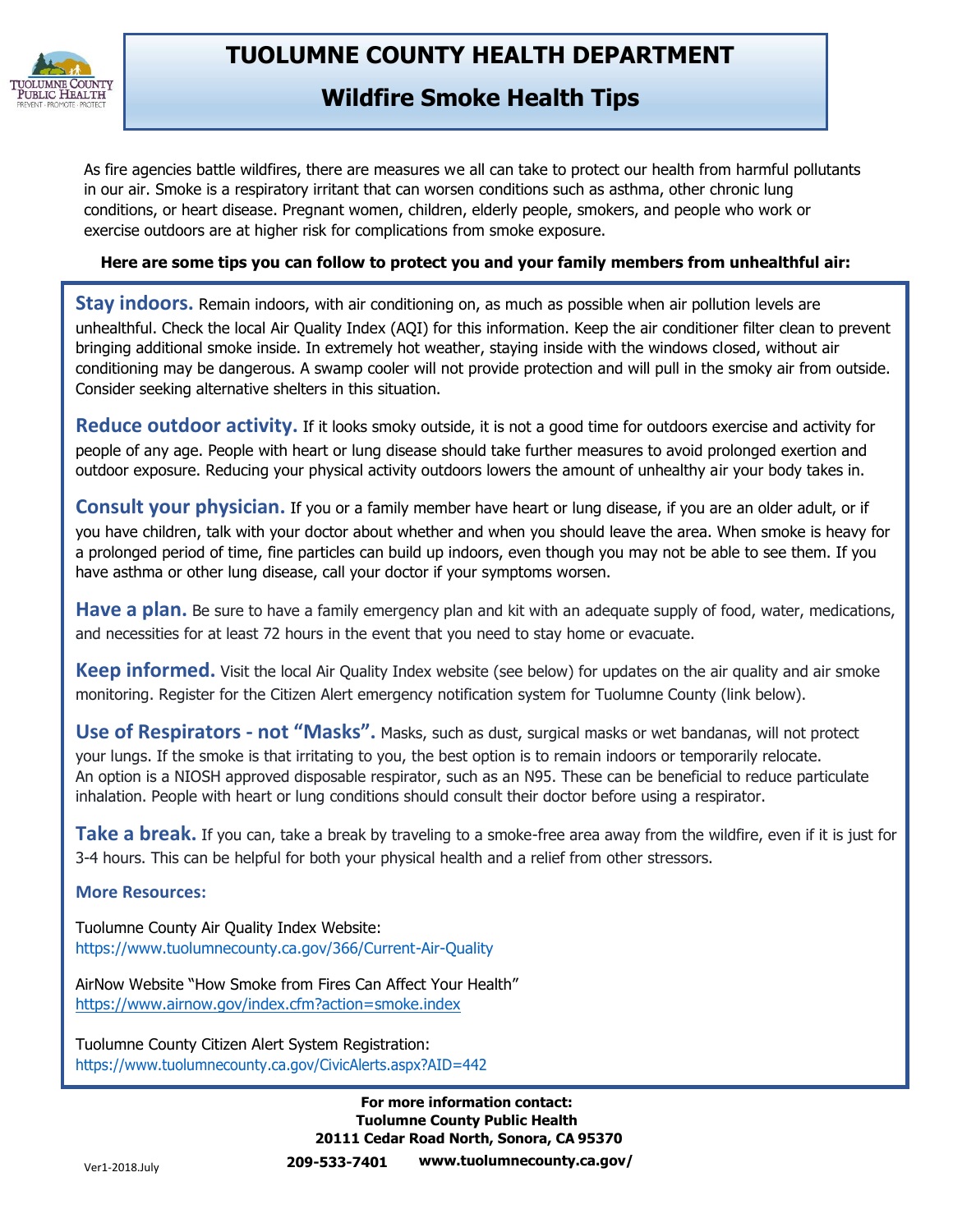# TUOLUMNE COUNTY HEALTH DEPARTMENT

## Wildfire Smoke Health Tips

As fire agencies battle wildfires, there are measures we all can take to protect our health from harmful pollutants in our air. Smoke is a respiratory irritant that can worsen conditions such as asthma, other chronic lung conditions, or heart disease. Pregnant women, children, elderly people, smokers, and people who work or exercise outdoors are at higher risk for complications from smoke exposure.

**Here are some tips you can follow to protect you and your family members from unhealthful air:**

**Stay indoors.** Remain indoors, with air conditioning on, as much as possible when air pollution levels are unhealthful. Check the local Air Quality Index (AQI) for this information. Keep the air conditioner filter clean to prevent bringing additional smoke inside. In extremely hot weather, staying inside with the windows closed, without air conditioning may be dangerous. A swamp cooler will not provide protection and will pull in the smoky air from outside. Consider seeking alternative shelters in this situation.

**Reduce outdoor activity.** If it looks smoky outside, it is not a good time for outdoors exercise and activity for people of any age. People with heart or lung disease should take further measures to avoid prolonged exertion and outdoor exposure. Reducing your physical activity outdoors lowers the amount of unhealthy air your body takes in.

**Consult your physician.** If you or a family member have heart or lung disease, if you are an older adult, or if you have children, talk with your doctor about whether and when you should leave the area. When smoke is heavy for a prolonged period of time, fine particles can build up indoors, even though you may not be able to see them. If you have asthma or other lung disease, call your doctor if your symptoms worsen.

**Have a plan.** Be sure to have a family emergency plan and kit with an adequate supply of food, water, medications, and necessities for at least 72 hours in the event that you need to stay home or evacuate.

**Keep informed.** Visit the local Air Quality Index website (see below) for updates on the air quality and air smoke monitoring. Register for the Citizen Alert emergency notification system for Tuolumne County (link below).

**Use of Respirators - not "Masks".** Masks, such as dust, surgical masks or wet bandanas, will not protect your lungs. If the smoke is that irritating to you, the best option is to remain indoors or temporarily relocate. An option is a NIOSH approved disposable respirator, such as an N95. These can be beneficial to reduce particulate inhalation. People with heart or lung conditions should consult their doctor before using a respirator.

**Take a break.** If you can, take a break by traveling to a smoke-free area away from the wildfire, even if it is just for 3-4 hours. This can be helpful for both your physical health and a relief from other stressors.

**More Resources:**

Tuolumne County Air Quality Index Website:
https://www.tuolumnecounty.ca.gov/366/Current-Air-Quality

AirNow Website "How Smoke from Fires Can Affect Your Health"
https://www.airnow.gov/index.cfm?action=smoke.index

Tuolumne County Citizen Alert System Registration:
https://www.tuolumnecounty.ca.gov/CivicAlerts.aspx?AID=442

**For more information contact:**
**Tuolumne County Public Health**
**20111 Cedar Road North, Sonora, CA 95370**
**209-533-7401 www.tuolumnecounty.ca.gov/**

Ver1-2018.July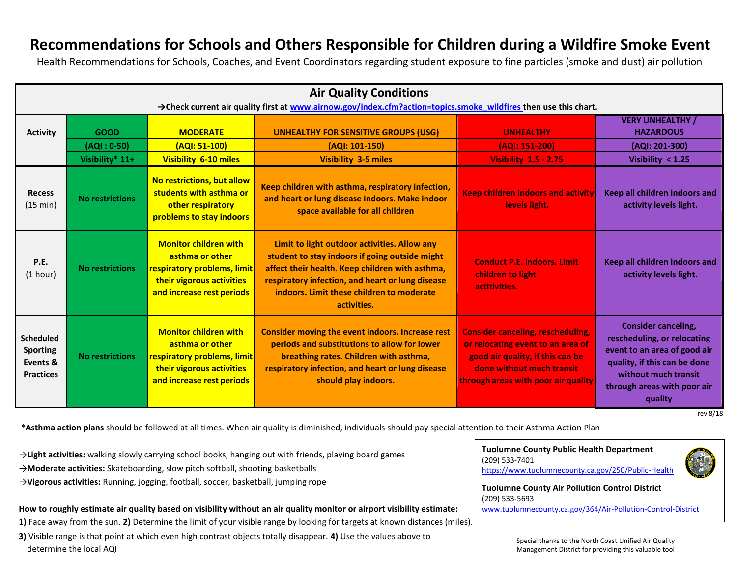# Recommendations for Schools and Others Responsible for Children during a Wildfire Smoke Event

Health Recommendations for Schools, Coaches, and Event Coordinators regarding student exposure to fine particles (smoke and dust) air pollution

**Air Quality Conditions**

**→Check current air quality first at [www.airnow.gov/index.cfm?action=topics.smoke_wildfires](www.airnow.gov/index.cfm?action=topics.smoke_wildfires) then use this chart.**

| Activity | GOOD (AQI : 0-50) Visibility* 11+ | MODERATE (AQI: 51-100) Visibility 6-10 miles | UNHEALTHY FOR SENSITIVE GROUPS (USG) (AQI: 101-150) Visibility 3-5 miles | UNHEALTHY (AQI: 151-200) Visibility 1.5 - 2.75 | VERY UNHEALTHY / HAZARDOUS (AQI: 201-300) Visibility < 1.25 |
|---|---|---|---|---|---|
| **Recess** (15 min) | No restrictions | No restrictions, but allow students with asthma or other respiratory problems to stay indoors | Keep children with asthma, respiratory infection, and heart or lung disease indoors. Make indoor space available for all children | Keep children indoors and activity levels light. | Keep all children indoors and activity levels light. |
| **P.E.** (1 hour) | No restrictions | Monitor children with asthma or other respiratory problems, limit their vigorous activities and increase rest periods | Limit to light outdoor activities. Allow any student to stay indoors if going outside might affect their health. Keep children with asthma, respiratory infection, and heart or lung disease indoors. Limit these children to moderate activities. | Conduct P.E. indoors. Limit children to light actitivities. | Keep all children indoors and activity levels light. |
| **Scheduled Sporting Events & Practices** | No restrictions | Monitor children with asthma or other respiratory problems, limit their vigorous activities and increase rest periods | Consider moving the event indoors. Increase rest periods and substitutions to allow for lower breathing rates. Children with asthma, respiratory infection, and heart or lung disease should play indoors. | Consider canceling, rescheduling, or relocating event to an area of good air quality, if this can be done without much transit through areas with poor air quality | Consider canceling, rescheduling, or relocating event to an area of good air quality, if this can be done without much transit through areas with poor air quality |

rev 8/18

***Asthma action plans** should be followed at all times. When air quality is diminished, individuals should pay special attention to their Asthma Action Plan

→**Light activities:** walking slowly carrying school books, hanging out with friends, playing board games
→**Moderate activities:** Skateboarding, slow pitch softball, shooting basketballs
→**Vigorous activities:** Running, jogging, football, soccer, basketball, jumping rope

**How to roughly estimate air quality based on visibility without an air quality monitor or airport visibility estimate:**

**1)** Face away from the sun. **2)** Determine the limit of your visible range by looking for targets at known distances (miles). **3)** Visible range is that point at which even high contrast objects totally disappear. **4)** Use the values above to determine the local AQI

**Tuolumne County Public Health Department**
(209) 533-7401
https://www.tuolumnecounty.ca.gov/250/Public-Health

**Tuolumne County Air Pollution Control District**
(209) 533-5693
www.tuolumnecounty.ca.gov/364/Air-Pollution-Control-District

Special thanks to the North Coast Unified Air Quality Management District for providing this valuable tool